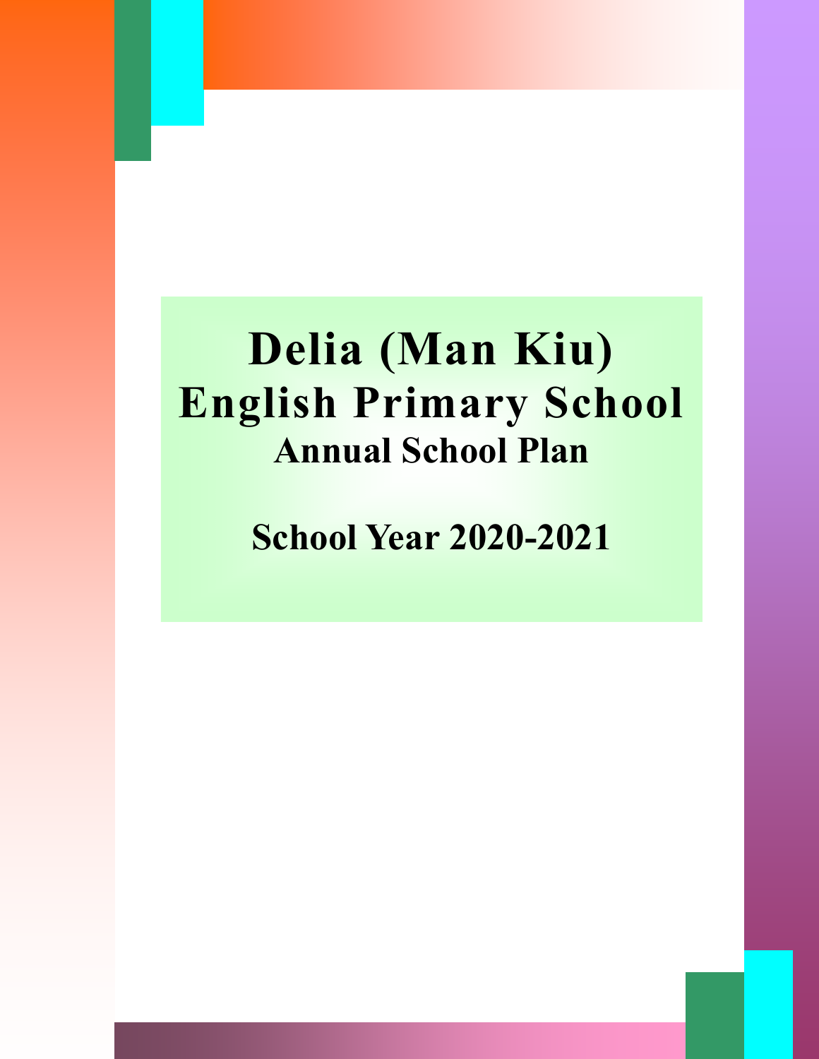# Delia (Man Kiu) English Primary School

## Annual School Plan

## School Year 2020-2021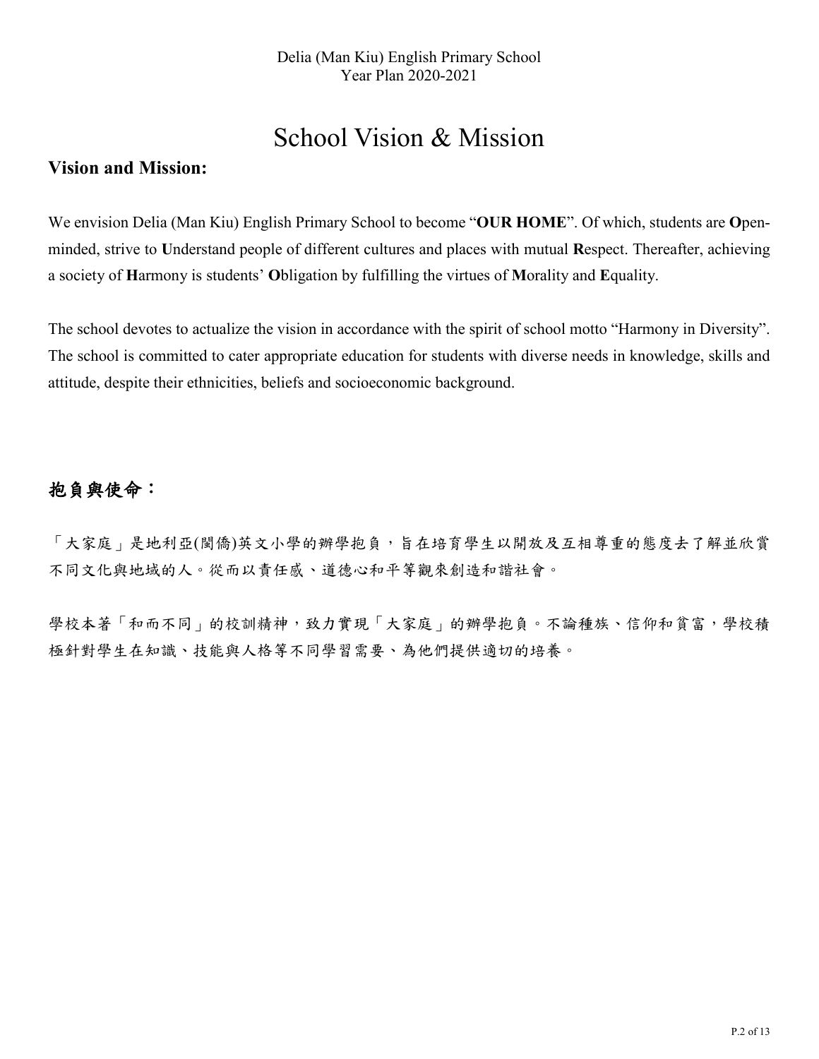# School Vision & Mission

## Vision and Mission:

We envision Delia (Man Kiu) English Primary School to become "**OUR HOME**". Of which, students are **O**pen-minded, strive to **U**nderstand people of different cultures and places with mutual **R**espect. Thereafter, achieving a society of **H**armony is students' **O**bligation by fulfilling the virtues of **M**orality and **E**quality.

The school devotes to actualize the vision in accordance with the spirit of school motto "Harmony in Diversity". The school is committed to cater appropriate education for students with diverse needs in knowledge, skills and attitude, despite their ethnicities, beliefs and socioeconomic background.

## 抱負與使命：

「大家庭」是地利亞(閩僑)英文小學的辦學抱負，旨在培育學生以開放及互相尊重的態度去了解並欣賞不同文化與地域的人。從而以責任感、道德心和平等觀來創造和諧社會。

學校本著「和而不同」的校訓精神，致力實現「大家庭」的辦學抱負。不論種族、信仰和貧富，學校積極針對學生在知識、技能與人格等不同學習需要、為他們提供適切的培養。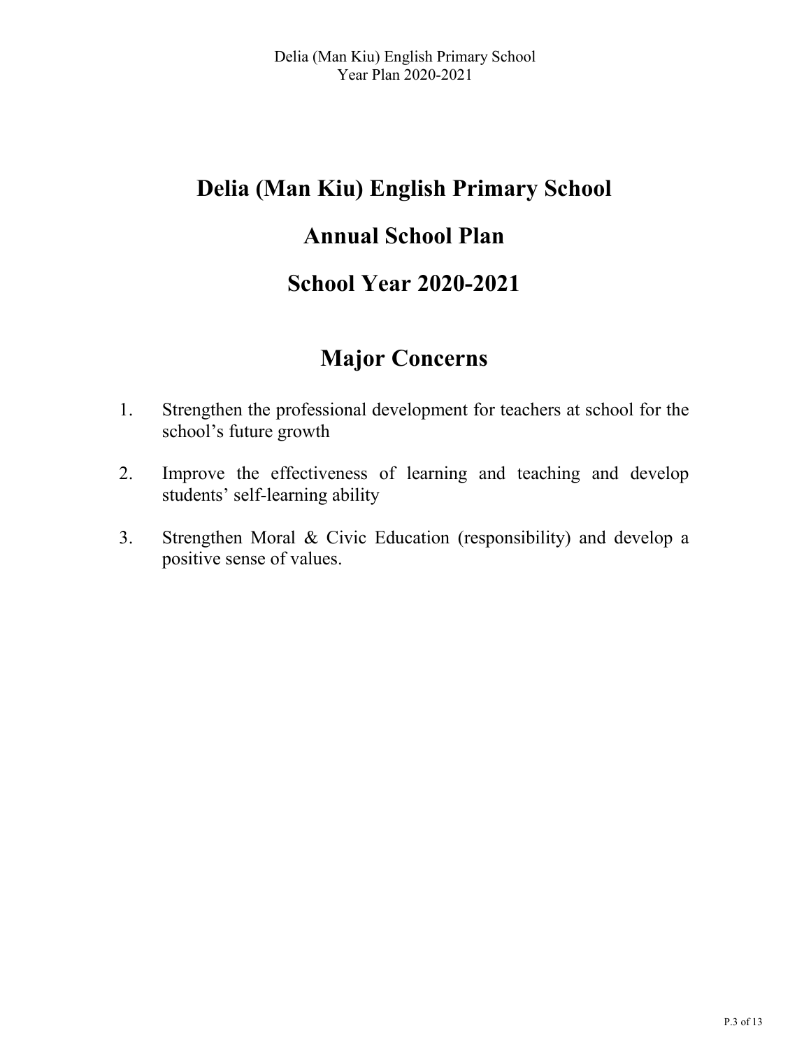# Delia (Man Kiu) English Primary School

# Annual School Plan

# School Year 2020-2021

## Major Concerns

1. Strengthen the professional development for teachers at school for the school's future growth
2. Improve the effectiveness of learning and teaching and develop students' self-learning ability
3. Strengthen Moral & Civic Education (responsibility) and develop a positive sense of values.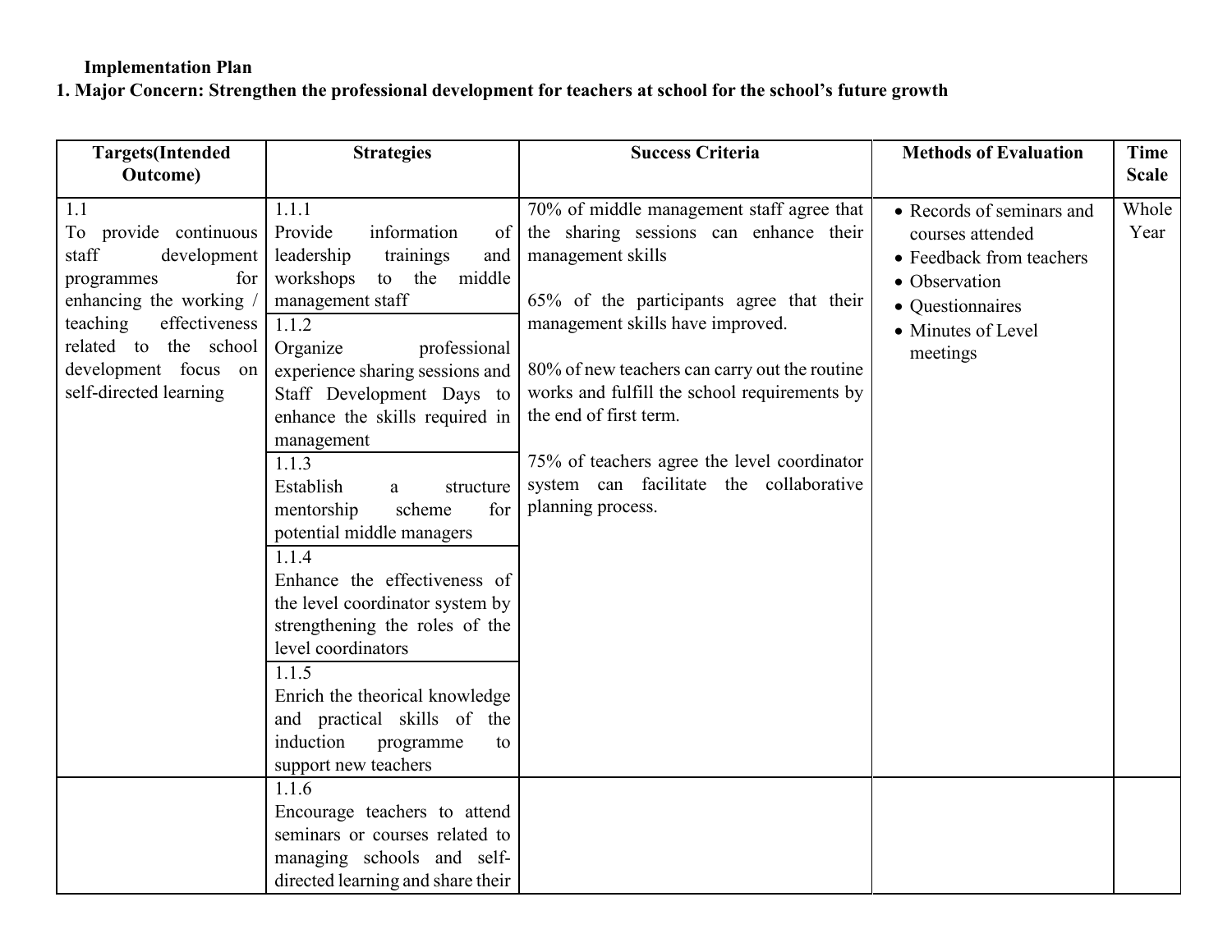**Implementation Plan**

**1. Major Concern: Strengthen the professional development for teachers at school for the school's future growth**

| Targets(Intended Outcome) | Strategies | Success Criteria | Methods of Evaluation | Time Scale |
|---|---|---|---|---|
| 1.1<br>To provide continuous staff development programmes for enhancing the working / teaching effectiveness related to the school development focus on self-directed learning | 1.1.1<br>Provide information of leadership trainings and workshops to the middle management staff<br><br>1.1.2<br>Organize professional experience sharing sessions and Staff Development Days to enhance the skills required in management<br><br>1.1.3<br>Establish a structure mentorship scheme for potential middle managers<br><br>1.1.4<br>Enhance the effectiveness of the level coordinator system by strengthening the roles of the level coordinators<br><br>1.1.5<br>Enrich the theorical knowledge and practical skills of the induction programme to support new teachers | 70% of middle management staff agree that the sharing sessions can enhance their management skills<br><br>65% of the participants agree that their management skills have improved.<br><br>80% of new teachers can carry out the routine works and fulfill the school requirements by the end of first term.<br><br>75% of teachers agree the level coordinator system can facilitate the collaborative planning process. | • Records of seminars and courses attended<br>• Feedback from teachers<br>• Observation<br>• Questionnaires<br>• Minutes of Level meetings | Whole Year |
| | 1.1.6<br>Encourage teachers to attend seminars or courses related to managing schools and self-directed learning and share their | | | |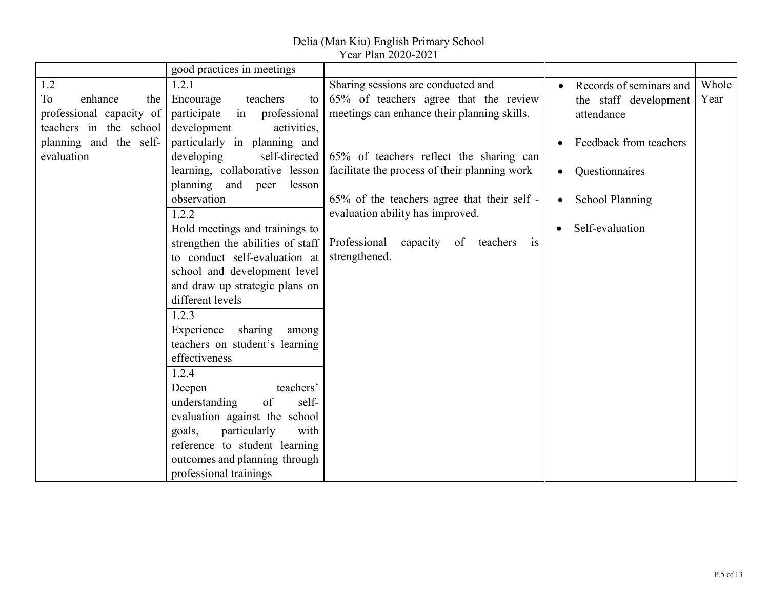Delia (Man Kiu) English Primary School
Year Plan 2020-2021

| | | | | |
|---|---|---|---|---|
| | good practices in meetings | | | |
| 1.2<br>To enhance the professional capacity of teachers in the school planning and the self-evaluation | 1.2.1<br>Encourage teachers to participate in professional development activities, particularly in planning and developing self-directed learning, collaborative lesson planning and peer lesson observation<br><br>1.2.2<br>Hold meetings and trainings to strengthen the abilities of staff to conduct self-evaluation at school and development level and draw up strategic plans on different levels<br><br>1.2.3<br>Experience sharing among teachers on student's learning effectiveness<br><br>1.2.4<br>Deepen teachers' understanding of self-evaluation against the school goals, particularly with reference to student learning outcomes and planning through professional trainings | Sharing sessions are conducted and 65% of teachers agree that the review meetings can enhance their planning skills.<br><br>65% of teachers reflect the sharing can facilitate the process of their planning work<br><br>65% of the teachers agree that their self - evaluation ability has improved.<br><br>Professional capacity of teachers is strengthened. | • Records of seminars and the staff development attendance<br>• Feedback from teachers<br>• Questionnaires<br>• School Planning<br>• Self-evaluation | Whole Year |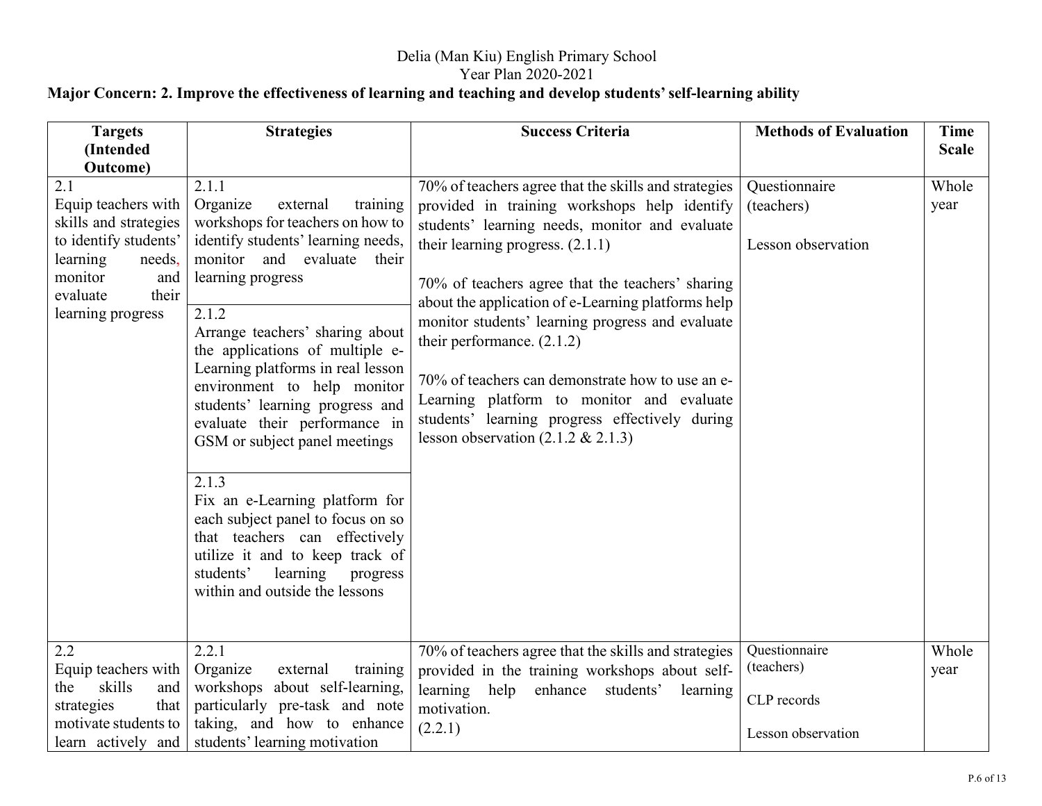Delia (Man Kiu) English Primary School
Year Plan 2020-2021

**Major Concern: 2. Improve the effectiveness of learning and teaching and develop students' self-learning ability**

| Targets (Intended Outcome) | Strategies | Success Criteria | Methods of Evaluation | Time Scale |
|---|---|---|---|---|
| 2.1<br>Equip teachers with skills and strategies to identify students' learning needs, monitor and evaluate their learning progress | 2.1.1<br>Organize external training workshops for teachers on how to identify students' learning needs, monitor and evaluate their learning progress<br><br>2.1.2<br>Arrange teachers' sharing about the applications of multiple e-Learning platforms in real lesson environment to help monitor students' learning progress and evaluate their performance in GSM or subject panel meetings<br><br>2.1.3<br>Fix an e-Learning platform for each subject panel to focus on so that teachers can effectively utilize it and to keep track of students' learning progress within and outside the lessons | 70% of teachers agree that the skills and strategies provided in training workshops help identify students' learning needs, monitor and evaluate their learning progress. (2.1.1)<br><br>70% of teachers agree that the teachers' sharing about the application of e-Learning platforms help monitor students' learning progress and evaluate their performance. (2.1.2)<br><br>70% of teachers can demonstrate how to use an e-Learning platform to monitor and evaluate students' learning progress effectively during lesson observation (2.1.2 & 2.1.3) | Questionnaire (teachers)<br><br>Lesson observation | Whole year |
| 2.2<br>Equip teachers with the skills and strategies that motivate students to learn actively and | 2.2.1<br>Organize external training workshops about self-learning, particularly pre-task and note taking, and how to enhance students' learning motivation | 70% of teachers agree that the skills and strategies provided in the training workshops about self-learning help enhance students' learning motivation.<br>(2.2.1) | Questionnaire (teachers)<br><br>CLP records<br><br>Lesson observation | Whole year |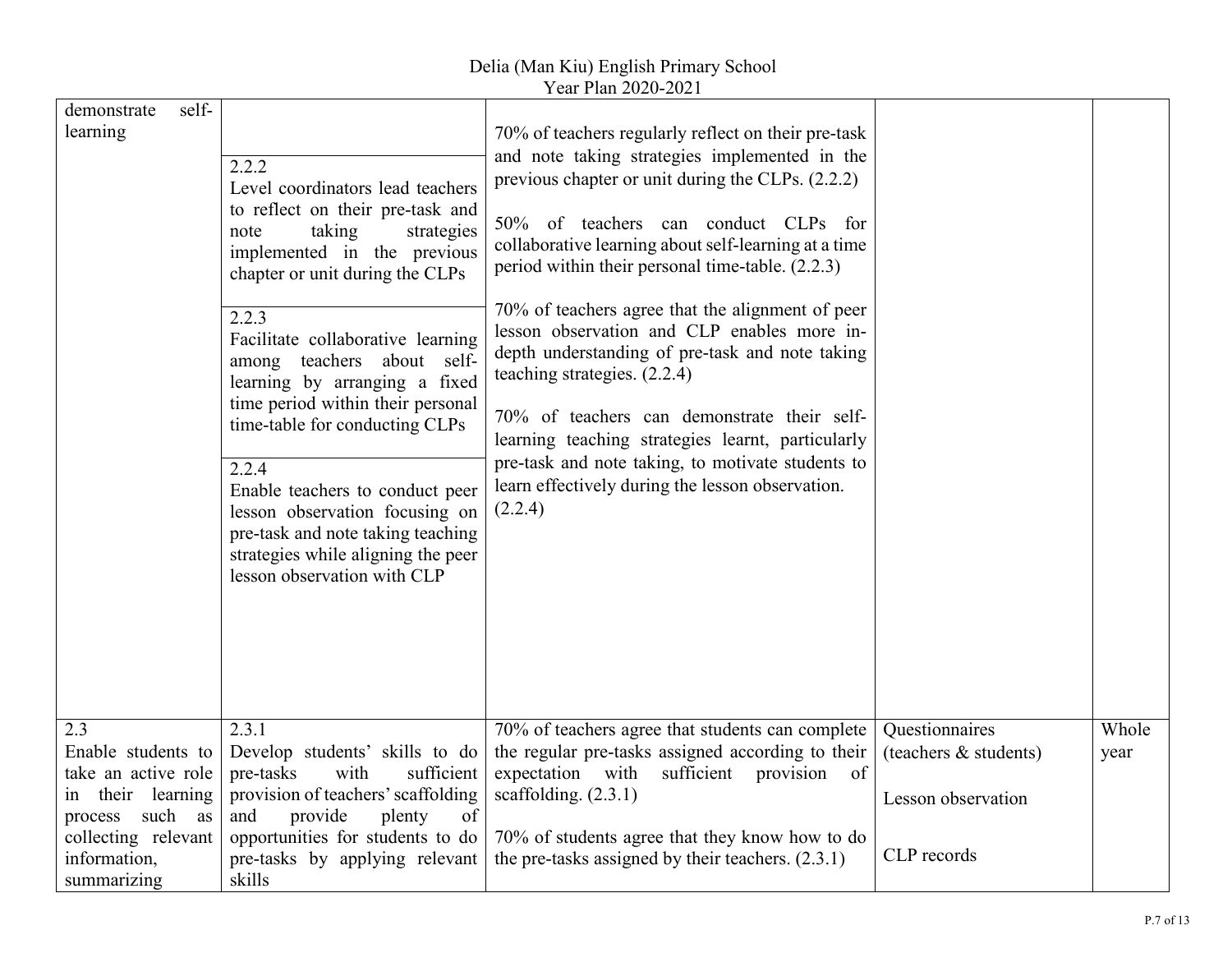| | | | | |
|---|---|---|---|---|
| demonstrate self-learning | 2.2.2<br>Level coordinators lead teachers to reflect on their pre-task and note taking strategies implemented in the previous chapter or unit during the CLPs<br><br>2.2.3<br>Facilitate collaborative learning among teachers about self-learning by arranging a fixed time period within their personal time-table for conducting CLPs<br><br>2.2.4<br>Enable teachers to conduct peer lesson observation focusing on pre-task and note taking teaching strategies while aligning the peer lesson observation with CLP | 70% of teachers regularly reflect on their pre-task and note taking strategies implemented in the previous chapter or unit during the CLPs. (2.2.2)<br><br>50% of teachers can conduct CLPs for collaborative learning about self-learning at a time period within their personal time-table. (2.2.3)<br><br>70% of teachers agree that the alignment of peer lesson observation and CLP enables more in-depth understanding of pre-task and note taking teaching strategies. (2.2.4)<br><br>70% of teachers can demonstrate their self-learning teaching strategies learnt, particularly pre-task and note taking, to motivate students to learn effectively during the lesson observation. (2.2.4) | | |
| 2.3<br>Enable students to take an active role in their learning process such as collecting relevant information, summarizing | 2.3.1<br>Develop students' skills to do pre-tasks with sufficient provision of teachers' scaffolding and provide plenty of opportunities for students to do pre-tasks by applying relevant skills | 70% of teachers agree that students can complete the regular pre-tasks assigned according to their expectation with sufficient provision of scaffolding. (2.3.1)<br><br>70% of students agree that they know how to do the pre-tasks assigned by their teachers. (2.3.1) | Questionnaires (teachers & students)<br><br>Lesson observation<br><br>CLP records | Whole year |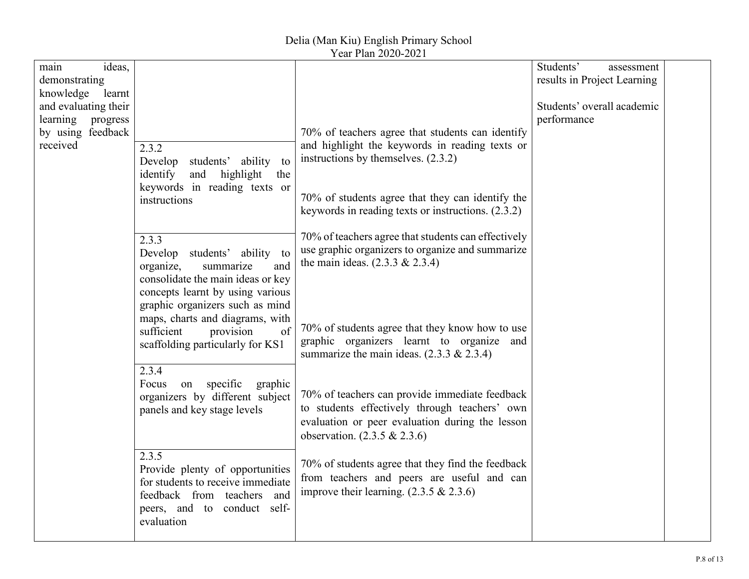| | | | | |
|---|---|---|---|---|
| main ideas, demonstrating knowledge learnt and evaluating their learning progress by using feedback received | | | Students' assessment results in Project Learning<br><br>Students' overall academic performance | |
| | 2.3.2<br>Develop students' ability to identify and highlight the keywords in reading texts or instructions | 70% of teachers agree that students can identify and highlight the keywords in reading texts or instructions by themselves. (2.3.2)<br><br>70% of students agree that they can identify the keywords in reading texts or instructions. (2.3.2) | | |
| | 2.3.3<br>Develop students' ability to organize, summarize and consolidate the main ideas or key concepts learnt by using various graphic organizers such as mind maps, charts and diagrams, with sufficient provision of scaffolding particularly for KS1 | 70% of teachers agree that students can effectively use graphic organizers to organize and summarize the main ideas. (2.3.3 & 2.3.4)<br><br>70% of students agree that they know how to use graphic organizers learnt to organize and summarize the main ideas. (2.3.3 & 2.3.4) | | |
| | 2.3.4<br>Focus on specific graphic organizers by different subject panels and key stage levels | 70% of teachers can provide immediate feedback to students effectively through teachers' own evaluation or peer evaluation during the lesson observation. (2.3.5 & 2.3.6) | | |
| | 2.3.5<br>Provide plenty of opportunities for students to receive immediate feedback from teachers and peers, and to conduct self-evaluation | 70% of students agree that they find the feedback from teachers and peers are useful and can improve their learning. (2.3.5 & 2.3.6) | | |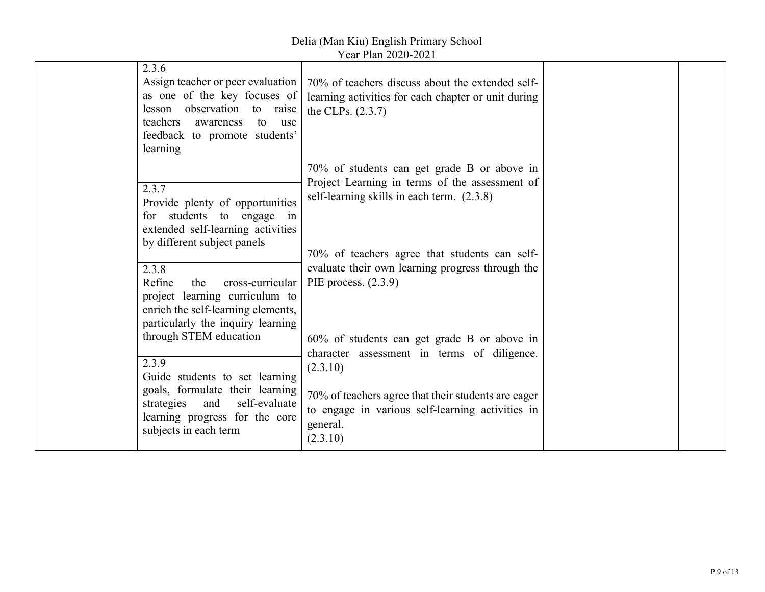| | | | | |
|---|---|---|---|---|
| | 2.3.6<br>Assign teacher or peer evaluation as one of the key focuses of lesson observation to raise teachers awareness to use feedback to promote students' learning | 70% of teachers discuss about the extended self-learning activities for each chapter or unit during the CLPs. (2.3.7)<br><br>70% of students can get grade B or above in Project Learning in terms of the assessment of self-learning skills in each term. (2.3.8)<br><br>70% of teachers agree that students can self-evaluate their own learning progress through the PIE process. (2.3.9)<br><br>60% of students can get grade B or above in character assessment in terms of diligence. (2.3.10)<br><br>70% of teachers agree that their students are eager to engage in various self-learning activities in general.<br>(2.3.10) | | |
| | 2.3.7<br>Provide plenty of opportunities for students to engage in extended self-learning activities by different subject panels | | | |
| | 2.3.8<br>Refine the cross-curricular project learning curriculum to enrich the self-learning elements, particularly the inquiry learning through STEM education | | | |
| | 2.3.9<br>Guide students to set learning goals, formulate their learning strategies and self-evaluate learning progress for the core subjects in each term | | | |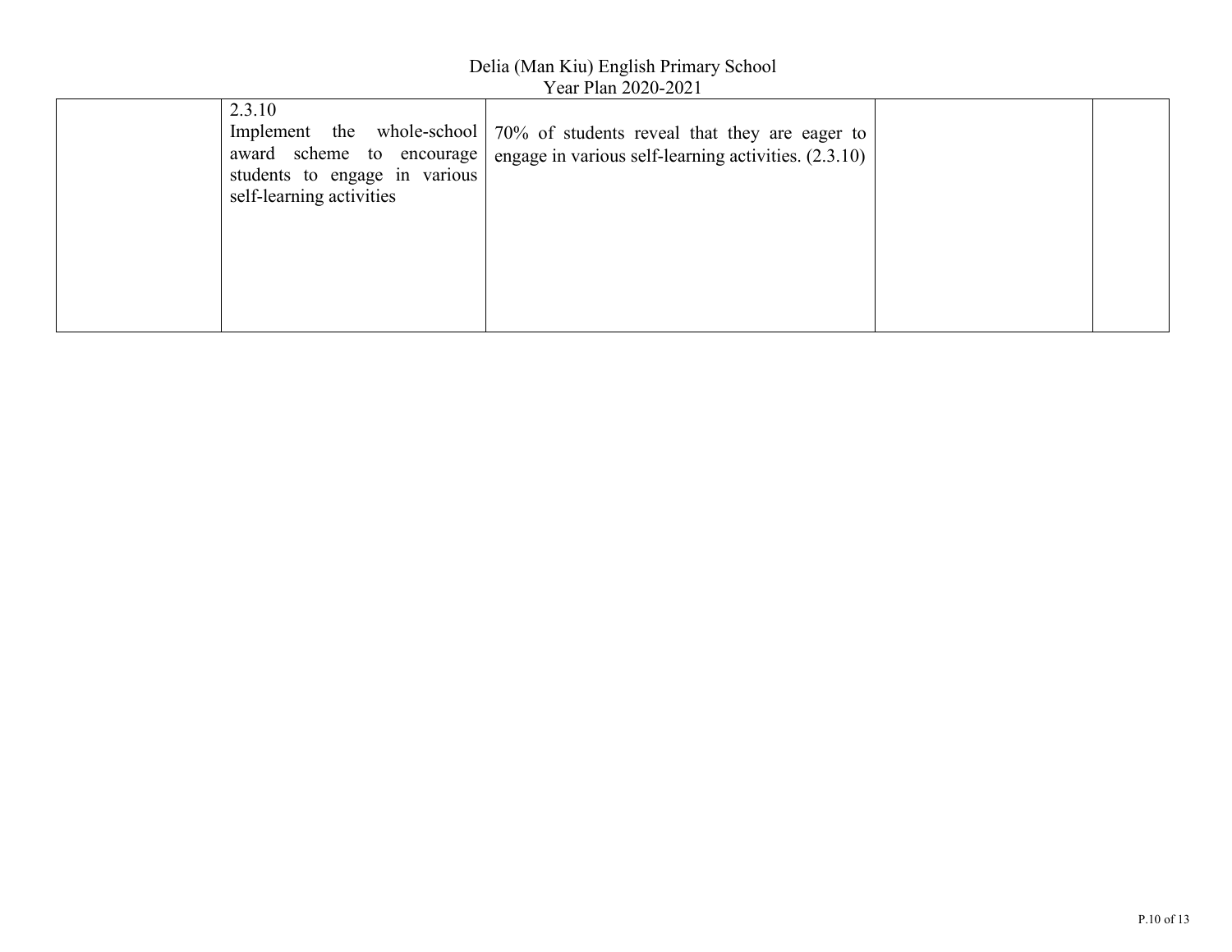|  |  |  |  |  |
|---|---|---|---|---|
|  | 2.3.10 Implement the whole-school award scheme to encourage students to engage in various self-learning activities | 70% of students reveal that they are eager to engage in various self-learning activities. (2.3.10) |  |  |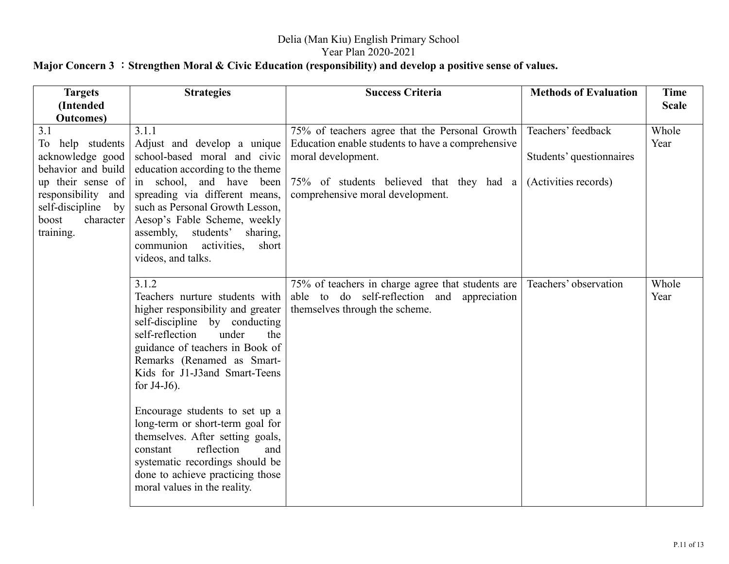Delia (Man Kiu) English Primary School
Year Plan 2020-2021

**Major Concern 3 ：Strengthen Moral & Civic Education (responsibility) and develop a positive sense of values.**

| Targets (Intended Outcomes) | Strategies | Success Criteria | Methods of Evaluation | Time Scale |
|---|---|---|---|---|
| 3.1<br>To help students acknowledge good behavior and build up their sense of responsibility and self-discipline by boost character training. | 3.1.1<br>Adjust and develop a unique school-based moral and civic education according to the theme in school, and have been spreading via different means, such as Personal Growth Lesson, Aesop's Fable Scheme, weekly assembly, students' sharing, communion activities, short videos, and talks. | 75% of teachers agree that the Personal Growth Education enable students to have a comprehensive moral development.<br><br>75% of students believed that they had a comprehensive moral development. | Teachers' feedback<br><br>Students' questionnaires<br><br>(Activities records) | Whole Year |
| | 3.1.2<br>Teachers nurture students with higher responsibility and greater self-discipline by conducting self-reflection under the guidance of teachers in Book of Remarks (Renamed as Smart-Kids for J1-J3and Smart-Teens for J4-J6).<br><br>Encourage students to set up a long-term or short-term goal for themselves. After setting goals, constant reflection and systematic recordings should be done to achieve practicing those moral values in the reality. | 75% of teachers in charge agree that students are able to do self-reflection and appreciation themselves through the scheme. | Teachers' observation | Whole Year |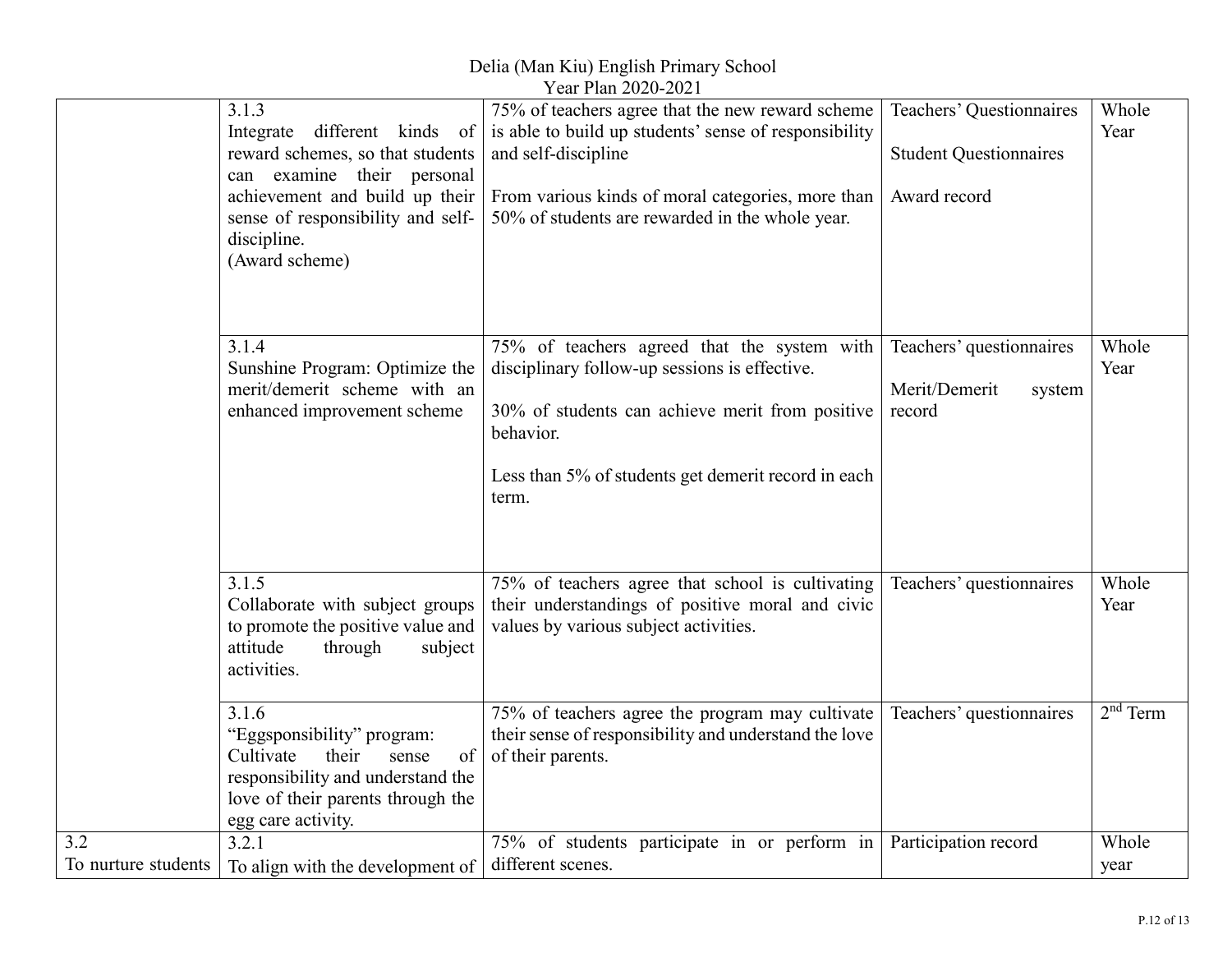| | | | | |
|---|---|---|---|---|
| | 3.1.3<br>Integrate different kinds of reward schemes, so that students can examine their personal achievement and build up their sense of responsibility and self-discipline.<br>(Award scheme) | 75% of teachers agree that the new reward scheme is able to build up students' sense of responsibility and self-discipline<br><br>From various kinds of moral categories, more than 50% of students are rewarded in the whole year. | Teachers' Questionnaires<br><br>Student Questionnaires<br><br>Award record | Whole Year |
| | 3.1.4<br>Sunshine Program: Optimize the merit/demerit scheme with an enhanced improvement scheme | 75% of teachers agreed that the system with disciplinary follow-up sessions is effective.<br><br>30% of students can achieve merit from positive behavior.<br><br>Less than 5% of students get demerit record in each term. | Teachers' questionnaires<br><br>Merit/Demerit system record | Whole Year |
| | 3.1.5<br>Collaborate with subject groups to promote the positive value and attitude through subject activities. | 75% of teachers agree that school is cultivating their understandings of positive moral and civic values by various subject activities. | Teachers' questionnaires | Whole Year |
| | 3.1.6<br>"Eggsponsibility" program:<br>Cultivate their sense of responsibility and understand the love of their parents through the egg care activity. | 75% of teachers agree the program may cultivate their sense of responsibility and understand the love of their parents. | Teachers' questionnaires | 2nd Term |
| 3.2<br>To nurture students | 3.2.1<br>To align with the development of | 75% of students participate in or perform in different scenes. | Participation record | Whole year |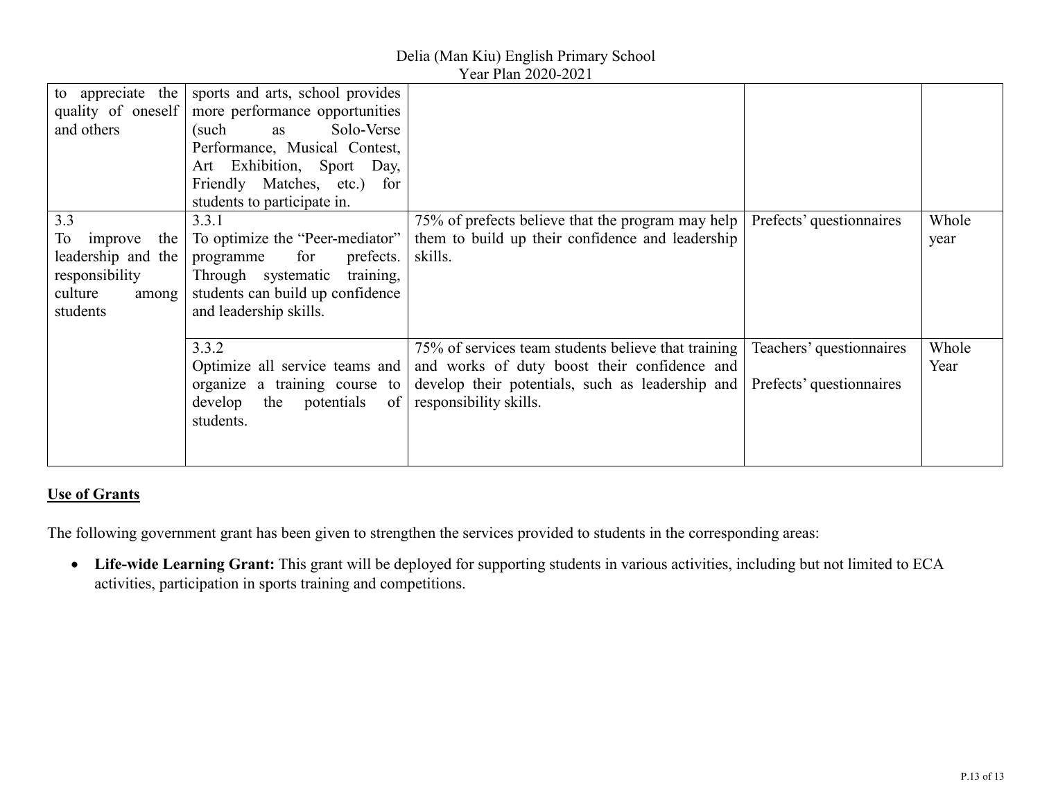| | | | | |
|---|---|---|---|---|
| to appreciate the quality of oneself and others | sports and arts, school provides more performance opportunities (such as Solo-Verse Performance, Musical Contest, Art Exhibition, Sport Day, Friendly Matches, etc.) for students to participate in. | | | |
| 3.3<br>To improve the leadership and the responsibility culture among students | 3.3.1<br>To optimize the "Peer-mediator" programme for prefects. Through systematic training, students can build up confidence and leadership skills. | 75% of prefects believe that the program may help them to build up their confidence and leadership skills. | Prefects' questionnaires | Whole year |
| | 3.3.2<br>Optimize all service teams and organize a training course to develop the potentials of students. | 75% of services team students believe that training and works of duty boost their confidence and develop their potentials, such as leadership and responsibility skills. | Teachers' questionnaires<br>Prefects' questionnaires | Whole Year |

## Use of Grants

The following government grant has been given to strengthen the services provided to students in the corresponding areas:

- **Life-wide Learning Grant:** This grant will be deployed for supporting students in various activities, including but not limited to ECA activities, participation in sports training and competitions.